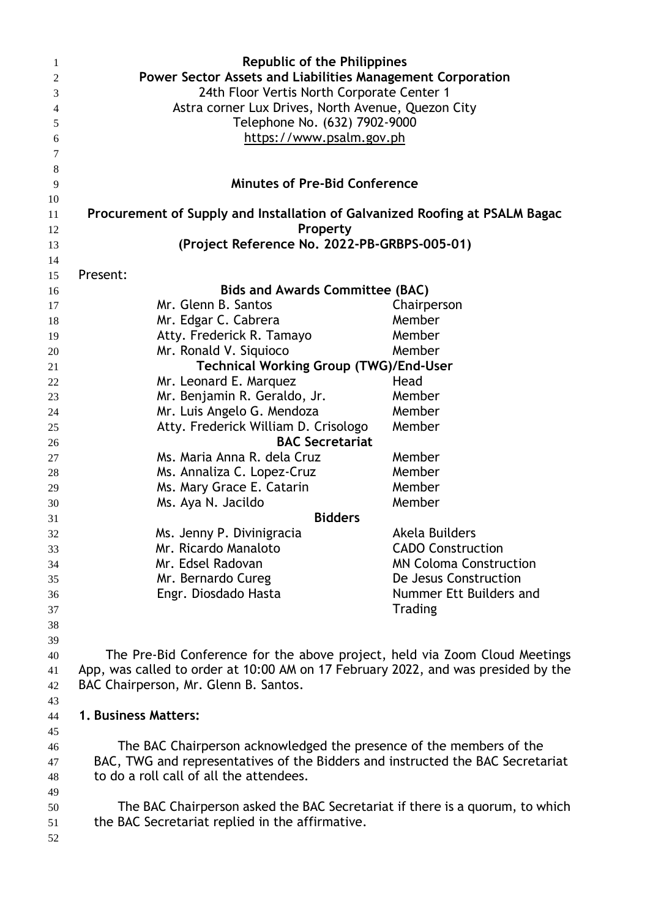**Republic of the Philippines**
**Power Sector Assets and Liabilities Management Corporation**
24th Floor Vertis North Corporate Center 1
Astra corner Lux Drives, North Avenue, Quezon City
Telephone No. (632) 7902-9000
https://www.psalm.gov.ph

# Minutes of Pre-Bid Conference

## Procurement of Supply and Installation of Galvanized Roofing at PSALM Bagac Property (Project Reference No. 2022-PB-GRBPS-005-01)

Present:

| | |
|---|---|
| **Bids and Awards Committee (BAC)** | |
| Mr. Glenn B. Santos | Chairperson |
| Mr. Edgar C. Cabrera | Member |
| Atty. Frederick R. Tamayo | Member |
| Mr. Ronald V. Siquioco | Member |
| **Technical Working Group (TWG)/End-User** | |
| Mr. Leonard E. Marquez | Head |
| Mr. Benjamin R. Geraldo, Jr. | Member |
| Mr. Luis Angelo G. Mendoza | Member |
| Atty. Frederick William D. Crisologo | Member |
| **BAC Secretariat** | |
| Ms. Maria Anna R. dela Cruz | Member |
| Ms. Annaliza C. Lopez-Cruz | Member |
| Ms. Mary Grace E. Catarin | Member |
| Ms. Aya N. Jacildo | Member |
| **Bidders** | |
| Ms. Jenny P. Divinigracia | Akela Builders |
| Mr. Ricardo Manaloto | CADO Construction |
| Mr. Edsel Radovan | MN Coloma Construction |
| Mr. Bernardo Cureg | De Jesus Construction |
| Engr. Diosdado Hasta | Nummer Ett Builders and Trading |

The Pre-Bid Conference for the above project, held via Zoom Cloud Meetings App, was called to order at 10:00 AM on 17 February 2022, and was presided by the BAC Chairperson, Mr. Glenn B. Santos.

**1. Business Matters:**

The BAC Chairperson acknowledged the presence of the members of the BAC, TWG and representatives of the Bidders and instructed the BAC Secretariat to do a roll call of all the attendees.

The BAC Chairperson asked the BAC Secretariat if there is a quorum, to which the BAC Secretariat replied in the affirmative.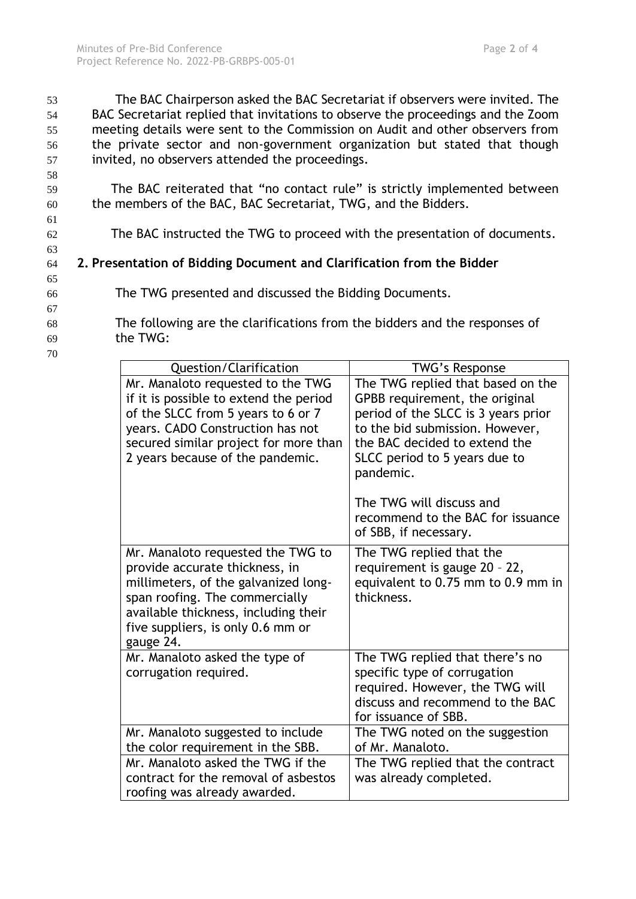The BAC Chairperson asked the BAC Secretariat if observers were invited. The BAC Secretariat replied that invitations to observe the proceedings and the Zoom meeting details were sent to the Commission on Audit and other observers from the private sector and non-government organization but stated that though invited, no observers attended the proceedings.

The BAC reiterated that "no contact rule" is strictly implemented between the members of the BAC, BAC Secretariat, TWG, and the Bidders.

The BAC instructed the TWG to proceed with the presentation of documents.

**2. Presentation of Bidding Document and Clarification from the Bidder**

The TWG presented and discussed the Bidding Documents.

The following are the clarifications from the bidders and the responses of the TWG:

| Question/Clarification | TWG's Response |
| --- | --- |
| Mr. Manaloto requested to the TWG if it is possible to extend the period of the SLCC from 5 years to 6 or 7 years. CADO Construction has not secured similar project for more than 2 years because of the pandemic. | The TWG replied that based on the GPBB requirement, the original period of the SLCC is 3 years prior to the bid submission. However, the BAC decided to extend the SLCC period to 5 years due to pandemic.<br><br>The TWG will discuss and recommend to the BAC for issuance of SBB, if necessary. |
| Mr. Manaloto requested the TWG to provide accurate thickness, in millimeters, of the galvanized long-span roofing. The commercially available thickness, including their five suppliers, is only 0.6 mm or gauge 24. | The TWG replied that the requirement is gauge 20 – 22, equivalent to 0.75 mm to 0.9 mm in thickness. |
| Mr. Manaloto asked the type of corrugation required. | The TWG replied that there's no specific type of corrugation required. However, the TWG will discuss and recommend to the BAC for issuance of SBB. |
| Mr. Manaloto suggested to include the color requirement in the SBB. | The TWG noted on the suggestion of Mr. Manaloto. |
| Mr. Manaloto asked the TWG if the contract for the removal of asbestos roofing was already awarded. | The TWG replied that the contract was already completed. |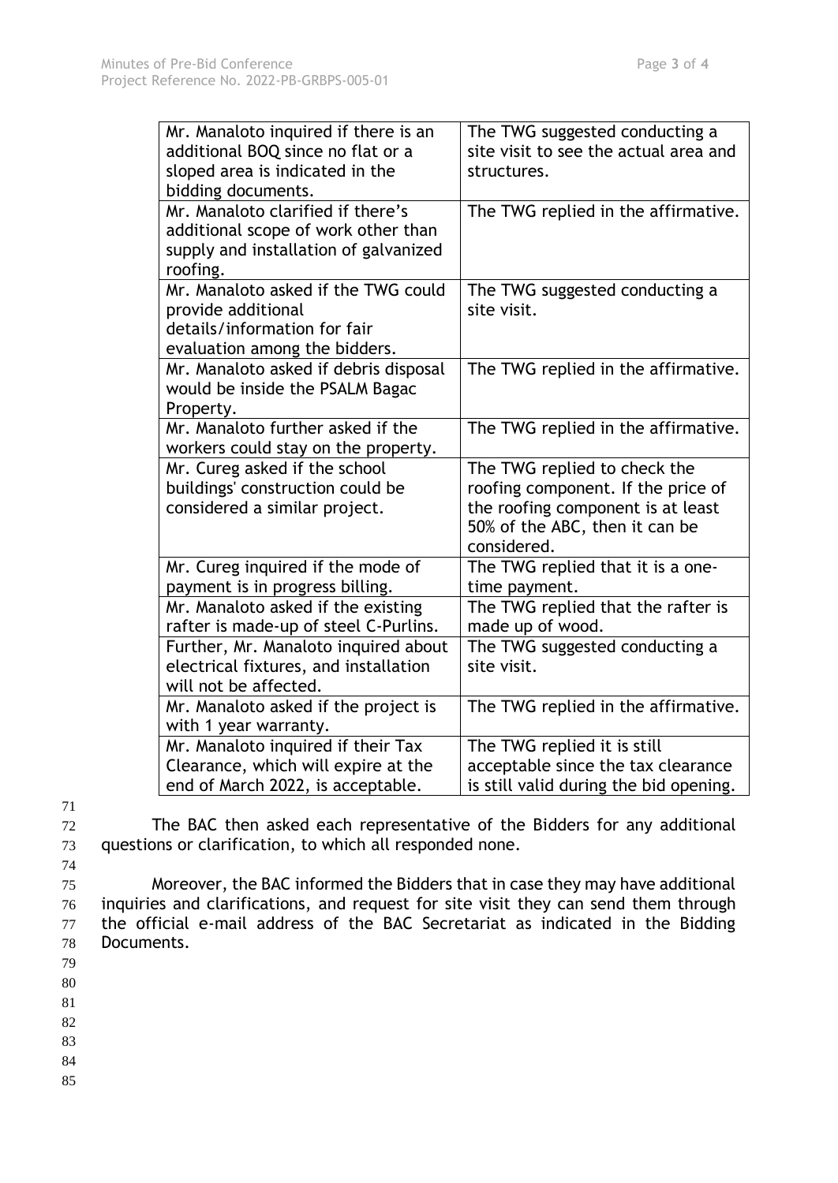| | |
|---|---|
| Mr. Manaloto inquired if there is an additional BOQ since no flat or a sloped area is indicated in the bidding documents. | The TWG suggested conducting a site visit to see the actual area and structures. |
| Mr. Manaloto clarified if there's additional scope of work other than supply and installation of galvanized roofing. | The TWG replied in the affirmative. |
| Mr. Manaloto asked if the TWG could provide additional details/information for fair evaluation among the bidders. | The TWG suggested conducting a site visit. |
| Mr. Manaloto asked if debris disposal would be inside the PSALM Bagac Property. | The TWG replied in the affirmative. |
| Mr. Manaloto further asked if the workers could stay on the property. | The TWG replied in the affirmative. |
| Mr. Cureg asked if the school buildings' construction could be considered a similar project. | The TWG replied to check the roofing component. If the price of the roofing component is at least 50% of the ABC, then it can be considered. |
| Mr. Cureg inquired if the mode of payment is in progress billing. | The TWG replied that it is a one-time payment. |
| Mr. Manaloto asked if the existing rafter is made-up of steel C-Purlins. | The TWG replied that the rafter is made up of wood. |
| Further, Mr. Manaloto inquired about electrical fixtures, and installation will not be affected. | The TWG suggested conducting a site visit. |
| Mr. Manaloto asked if the project is with 1 year warranty. | The TWG replied in the affirmative. |
| Mr. Manaloto inquired if their Tax Clearance, which will expire at the end of March 2022, is acceptable. | The TWG replied it is still acceptable since the tax clearance is still valid during the bid opening. |

The BAC then asked each representative of the Bidders for any additional questions or clarification, to which all responded none.

Moreover, the BAC informed the Bidders that in case they may have additional inquiries and clarifications, and request for site visit they can send them through the official e-mail address of the BAC Secretariat as indicated in the Bidding Documents.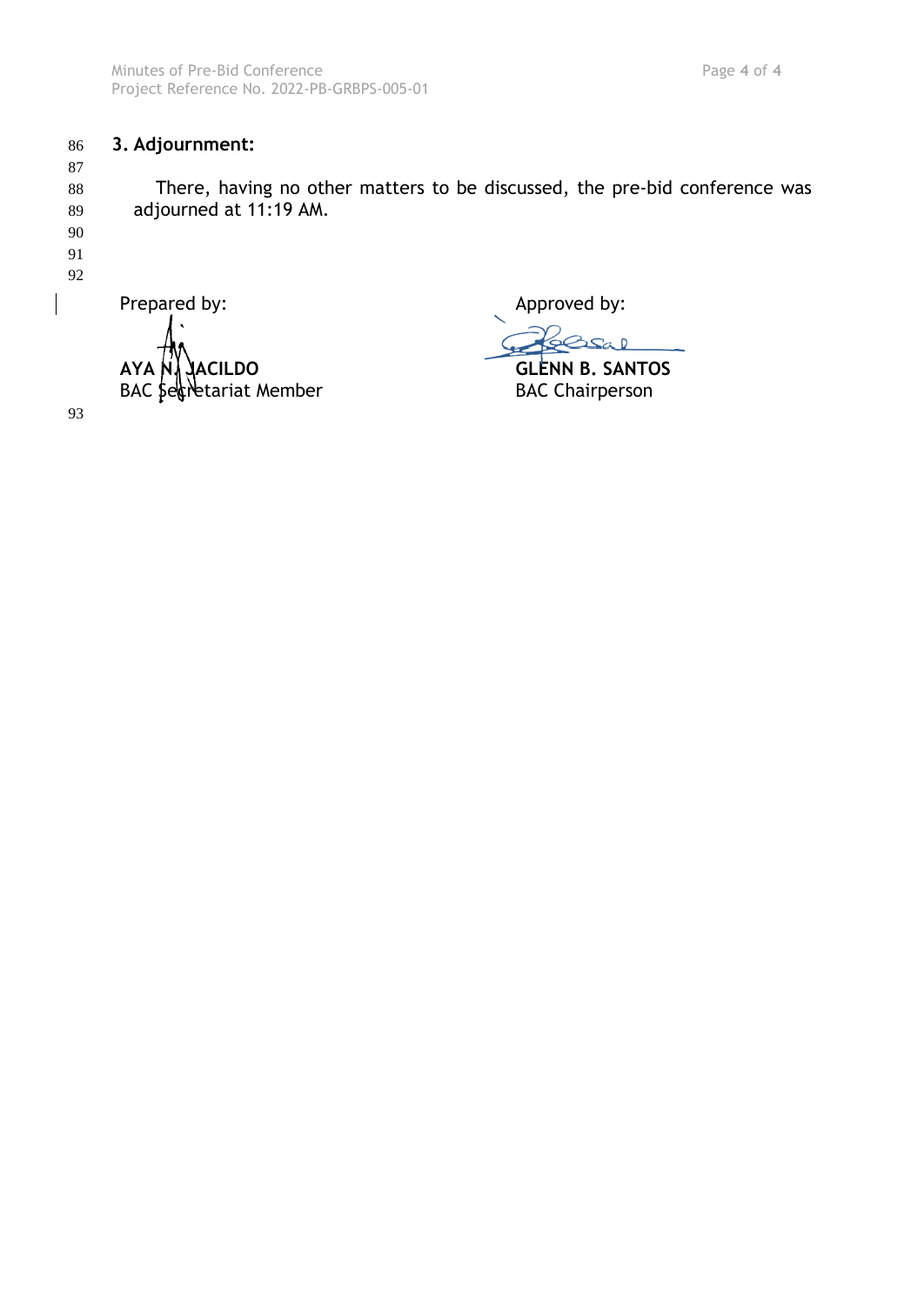### 3. Adjournment:

There, having no other matters to be discussed, the pre-bid conference was adjourned at 11:19 AM.

| | |
|---|---|
| Prepared by: | Approved by: |
| **AYA N. JACILDO** | **GLENN B. SANTOS** |
| BAC Secretariat Member | BAC Chairperson |